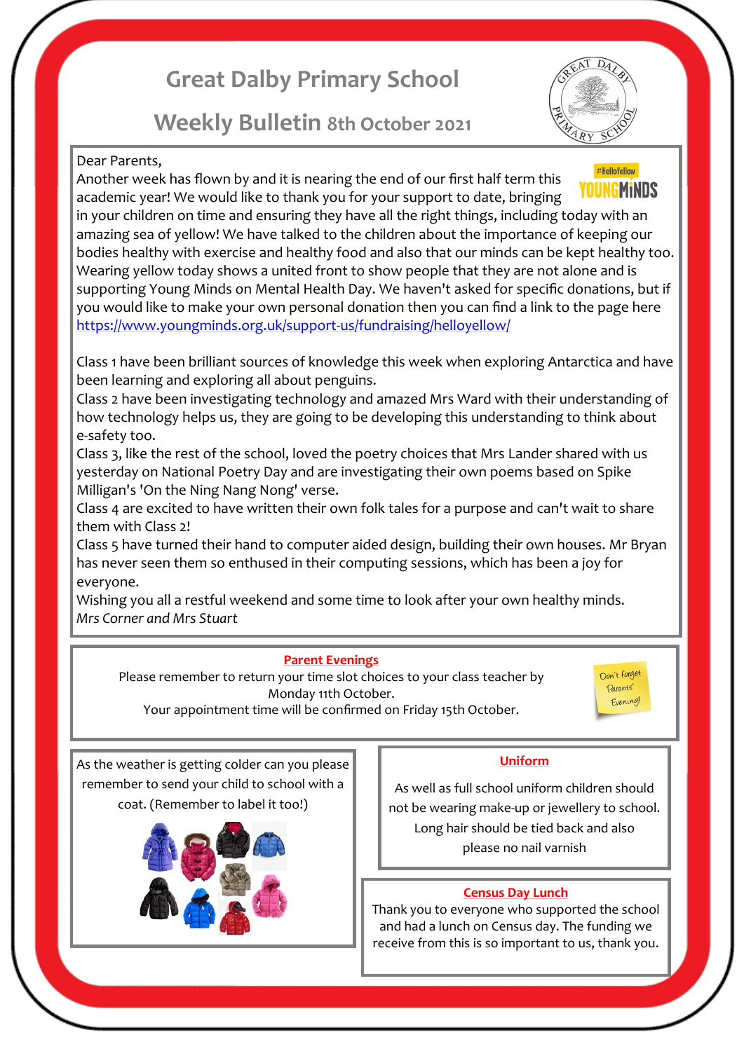# Great Dalby Primary School

## Weekly Bulletin 8th October 2021

Dear Parents,

Another week has flown by and it is nearing the end of our first half term this academic year! We would like to thank you for your support to date, bringing in your children on time and ensuring they have all the right things, including today with an amazing sea of yellow! We have talked to the children about the importance of keeping our bodies healthy with exercise and healthy food and also that our minds can be kept healthy too. Wearing yellow today shows a united front to show people that they are not alone and is supporting Young Minds on Mental Health Day. We haven't asked for specific donations, but if you would like to make your own personal donation then you can find a link to the page here https://www.youngminds.org.uk/support-us/fundraising/helloyellow/

Class 1 have been brilliant sources of knowledge this week when exploring Antarctica and have been learning and exploring all about penguins.

Class 2 have been investigating technology and amazed Mrs Ward with their understanding of how technology helps us, they are going to be developing this understanding to think about e-safety too.

Class 3, like the rest of the school, loved the poetry choices that Mrs Lander shared with us yesterday on National Poetry Day and are investigating their own poems based on Spike Milligan's 'On the Ning Nang Nong' verse.

Class 4 are excited to have written their own folk tales for a purpose and can't wait to share them with Class 2!

Class 5 have turned their hand to computer aided design, building their own houses. Mr Bryan has never seen them so enthused in their computing sessions, which has been a joy for everyone.

Wishing you all a restful weekend and some time to look after your own healthy minds.

*Mrs Corner and Mrs Stuart*

### Parent Evenings

Please remember to return your time slot choices to your class teacher by Monday 11th October.

Your appointment time will be confirmed on Friday 15th October.

Don't forget Parents' Evening!

As the weather is getting colder can you please remember to send your child to school with a coat. (Remember to label it too!)

### Uniform

As well as full school uniform children should not be wearing make-up or jewellery to school. Long hair should be tied back and also please no nail varnish

### Census Day Lunch

Thank you to everyone who supported the school and had a lunch on Census day. The funding we receive from this is so important to us, thank you.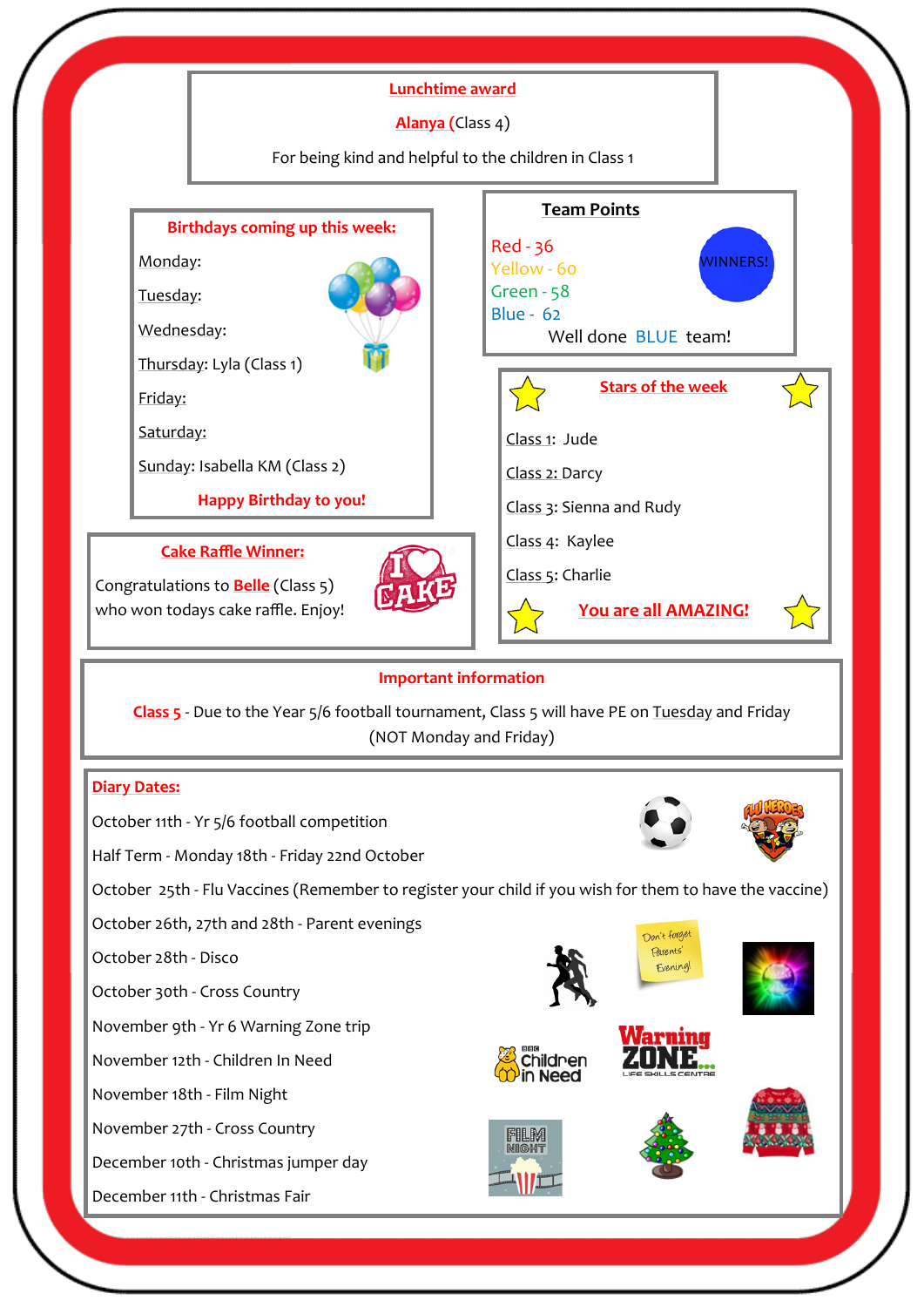## Lunchtime award

**Alanya** (Class 4)

For being kind and helpful to the children in Class 1

## Birthdays coming up this week:

Monday:

Tuesday:

Wednesday:

Thursday: Lyla (Class 1)

Friday:

Saturday:

Sunday: Isabella KM (Class 2)

**Happy Birthday to you!**

## Team Points

Red - 36

Yellow - 60

Green - 58

Blue - 62

WINNERS!

Well done BLUE team!

## Stars of the week

Class 1: Jude

Class 2: Darcy

Class 3: Sienna and Rudy

Class 4: Kaylee

Class 5: Charlie

**You are all AMAZING!**

## Cake Raffle Winner:

Congratulations to **Belle** (Class 5) who won todays cake raffle. Enjoy!

## Important information

**Class 5** - Due to the Year 5/6 football tournament, Class 5 will have PE on Tuesday and Friday (NOT Monday and Friday)

## Diary Dates:

October 11th - Yr 5/6 football competition

Half Term - Monday 18th - Friday 22nd October

October 25th - Flu Vaccines (Remember to register your child if you wish for them to have the vaccine)

October 26th, 27th and 28th - Parent evenings

October 28th - Disco

October 30th - Cross Country

November 9th - Yr 6 Warning Zone trip

November 12th - Children In Need

November 18th - Film Night

November 27th - Cross Country

December 10th - Christmas jumper day

December 11th - Christmas Fair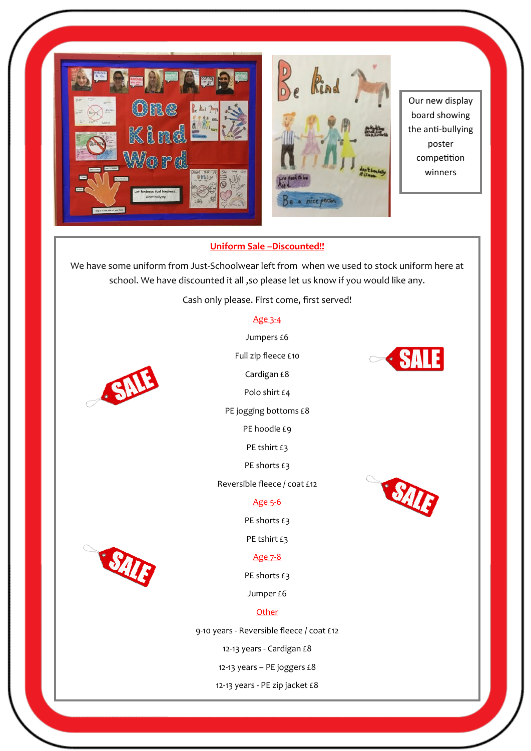Our new display board showing the anti-bullying poster competition winners

## Uniform Sale –Discounted!!

We have some uniform from Just-Schoolwear left from when we used to stock uniform here at school. We have discounted it all ,so please let us know if you would like any.

Cash only please. First come, first served!

### Age 3-4

Jumpers £6

Full zip fleece £10

Cardigan £8

Polo shirt £4

PE jogging bottoms £8

PE hoodie £9

PE tshirt £3

PE shorts £3

Reversible fleece / coat £12

### Age 5-6

PE shorts £3

PE tshirt £3

### Age 7-8

PE shorts £3

Jumper £6

### Other

9-10 years - Reversible fleece / coat £12

12-13 years - Cardigan £8

12-13 years – PE joggers £8

12-13 years - PE zip jacket £8